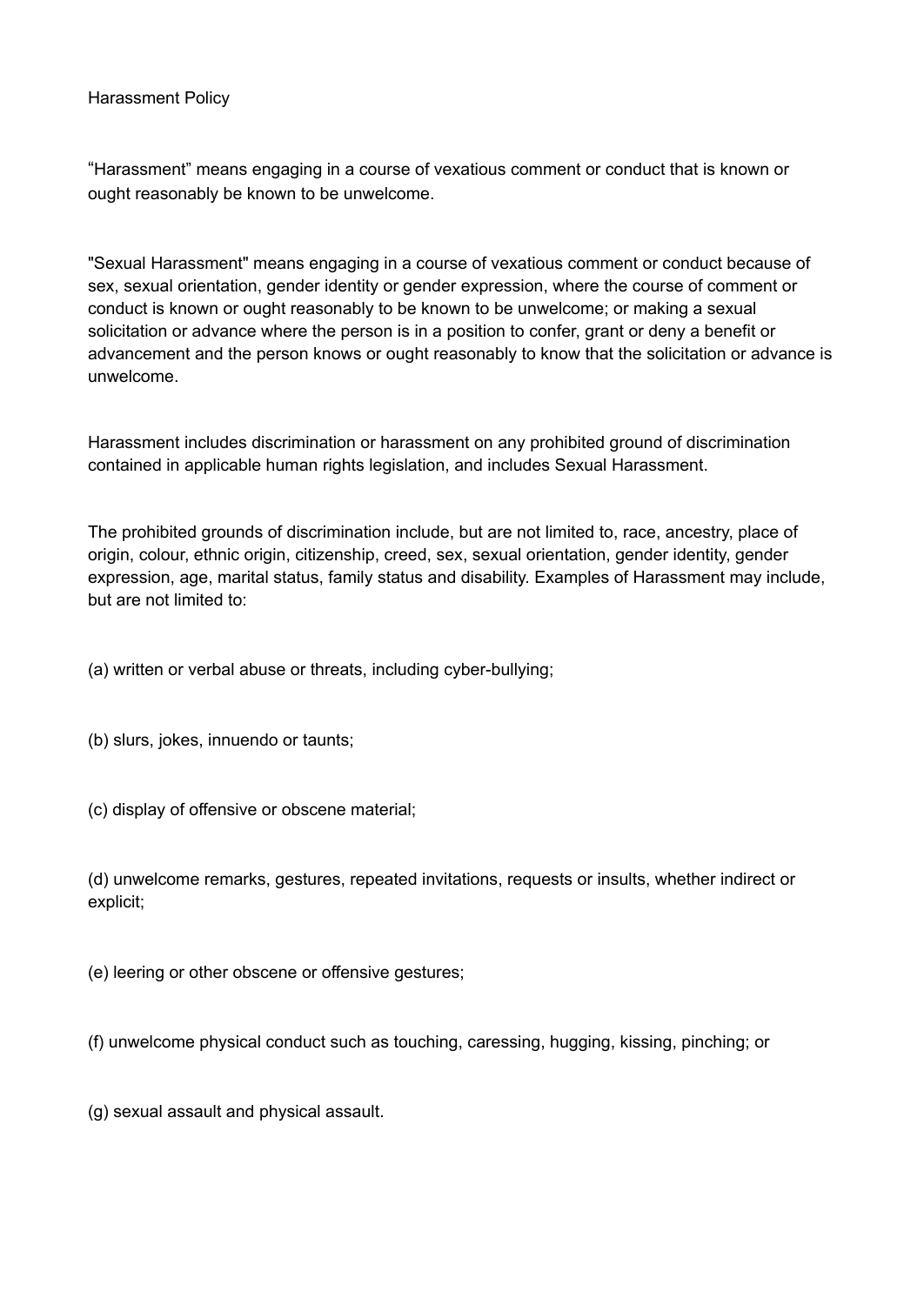# Harassment Policy

"Harassment" means engaging in a course of vexatious comment or conduct that is known or ought reasonably be known to be unwelcome.

"Sexual Harassment" means engaging in a course of vexatious comment or conduct because of sex, sexual orientation, gender identity or gender expression, where the course of comment or conduct is known or ought reasonably to be known to be unwelcome; or making a sexual solicitation or advance where the person is in a position to confer, grant or deny a benefit or advancement and the person knows or ought reasonably to know that the solicitation or advance is unwelcome.

Harassment includes discrimination or harassment on any prohibited ground of discrimination contained in applicable human rights legislation, and includes Sexual Harassment.

The prohibited grounds of discrimination include, but are not limited to, race, ancestry, place of origin, colour, ethnic origin, citizenship, creed, sex, sexual orientation, gender identity, gender expression, age, marital status, family status and disability. Examples of Harassment may include, but are not limited to:

(a) written or verbal abuse or threats, including cyber-bullying;

(b) slurs, jokes, innuendo or taunts;

(c) display of offensive or obscene material;

(d) unwelcome remarks, gestures, repeated invitations, requests or insults, whether indirect or explicit;

(e) leering or other obscene or offensive gestures;

(f) unwelcome physical conduct such as touching, caressing, hugging, kissing, pinching; or

(g) sexual assault and physical assault.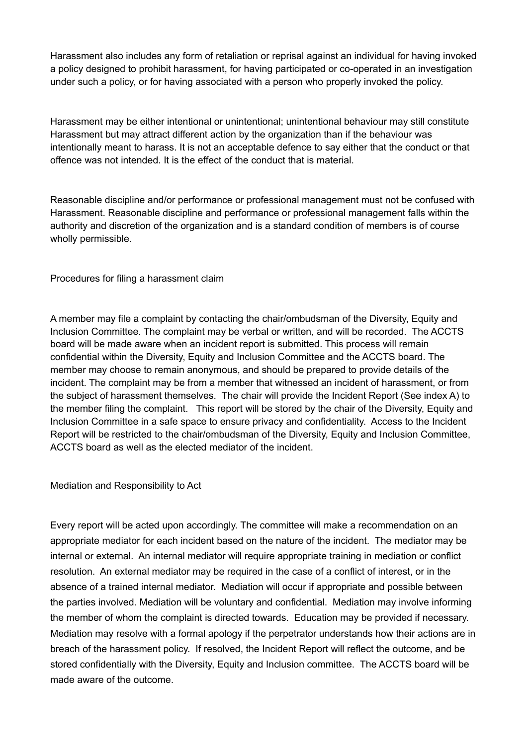Harassment also includes any form of retaliation or reprisal against an individual for having invoked a policy designed to prohibit harassment, for having participated or co-operated in an investigation under such a policy, or for having associated with a person who properly invoked the policy.

Harassment may be either intentional or unintentional; unintentional behaviour may still constitute Harassment but may attract different action by the organization than if the behaviour was intentionally meant to harass. It is not an acceptable defence to say either that the conduct or that offence was not intended. It is the effect of the conduct that is material.

Reasonable discipline and/or performance or professional management must not be confused with Harassment. Reasonable discipline and performance or professional management falls within the authority and discretion of the organization and is a standard condition of members is of course wholly permissible.

## Procedures for filing a harassment claim

A member may file a complaint by contacting the chair/ombudsman of the Diversity, Equity and Inclusion Committee. The complaint may be verbal or written, and will be recorded. The ACCTS board will be made aware when an incident report is submitted. This process will remain confidential within the Diversity, Equity and Inclusion Committee and the ACCTS board. The member may choose to remain anonymous, and should be prepared to provide details of the incident. The complaint may be from a member that witnessed an incident of harassment, or from the subject of harassment themselves. The chair will provide the Incident Report (See index A) to the member filing the complaint. This report will be stored by the chair of the Diversity, Equity and Inclusion Committee in a safe space to ensure privacy and confidentiality. Access to the Incident Report will be restricted to the chair/ombudsman of the Diversity, Equity and Inclusion Committee, ACCTS board as well as the elected mediator of the incident.

## Mediation and Responsibility to Act

Every report will be acted upon accordingly. The committee will make a recommendation on an appropriate mediator for each incident based on the nature of the incident. The mediator may be internal or external. An internal mediator will require appropriate training in mediation or conflict resolution. An external mediator may be required in the case of a conflict of interest, or in the absence of a trained internal mediator. Mediation will occur if appropriate and possible between the parties involved. Mediation will be voluntary and confidential. Mediation may involve informing the member of whom the complaint is directed towards. Education may be provided if necessary. Mediation may resolve with a formal apology if the perpetrator understands how their actions are in breach of the harassment policy. If resolved, the Incident Report will reflect the outcome, and be stored confidentially with the Diversity, Equity and Inclusion committee. The ACCTS board will be made aware of the outcome.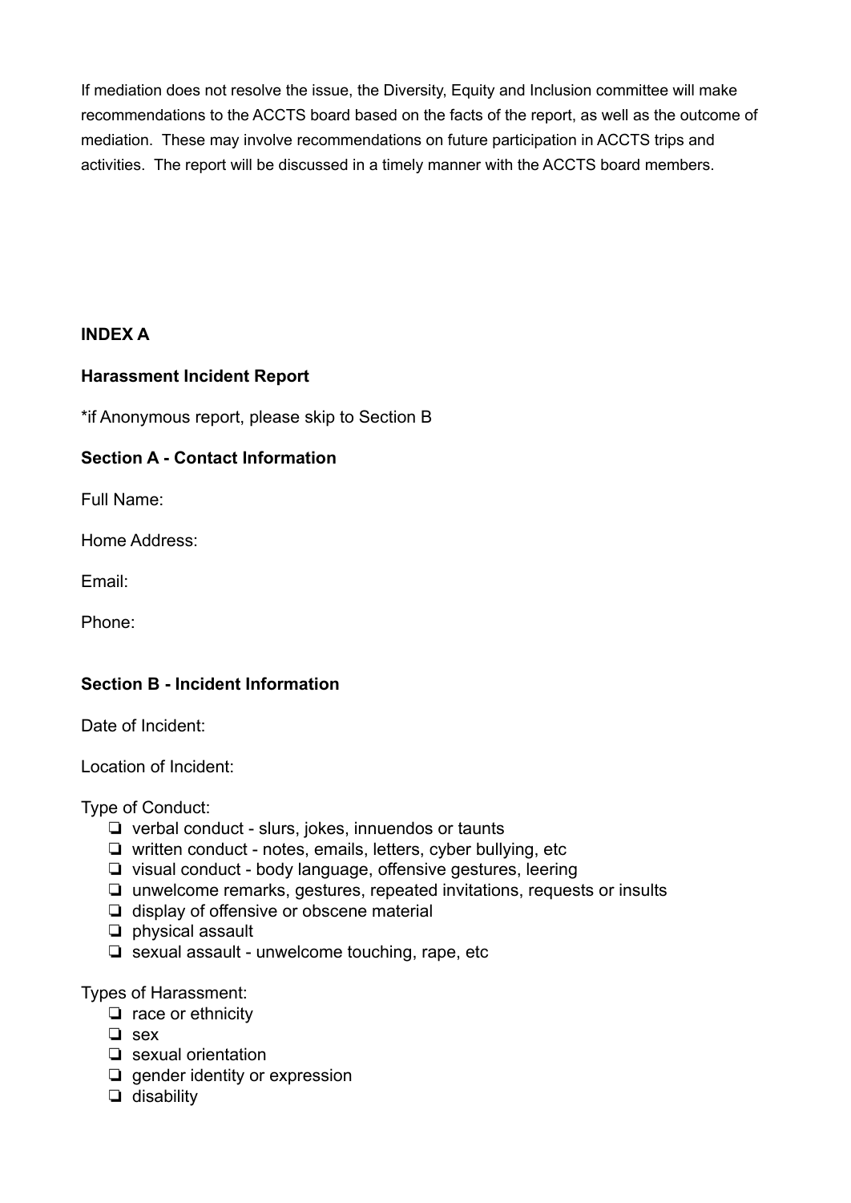If mediation does not resolve the issue, the Diversity, Equity and Inclusion committee will make recommendations to the ACCTS board based on the facts of the report, as well as the outcome of mediation. These may involve recommendations on future participation in ACCTS trips and activities. The report will be discussed in a timely manner with the ACCTS board members.

## INDEX A

### Harassment Incident Report

*if Anonymous report, please skip to Section B

#### Section A - Contact Information

Full Name:

Home Address:

Email:

Phone:

#### Section B - Incident Information

Date of Incident:

Location of Incident:

Type of Conduct:

- ❏ verbal conduct - slurs, jokes, innuendos or taunts
- ❏ written conduct - notes, emails, letters, cyber bullying, etc
- ❏ visual conduct - body language, offensive gestures, leering
- ❏ unwelcome remarks, gestures, repeated invitations, requests or insults
- ❏ display of offensive or obscene material
- ❏ physical assault
- ❏ sexual assault - unwelcome touching, rape, etc

Types of Harassment:

- ❏ race or ethnicity
- ❏ sex
- ❏ sexual orientation
- ❏ gender identity or expression
- ❏ disability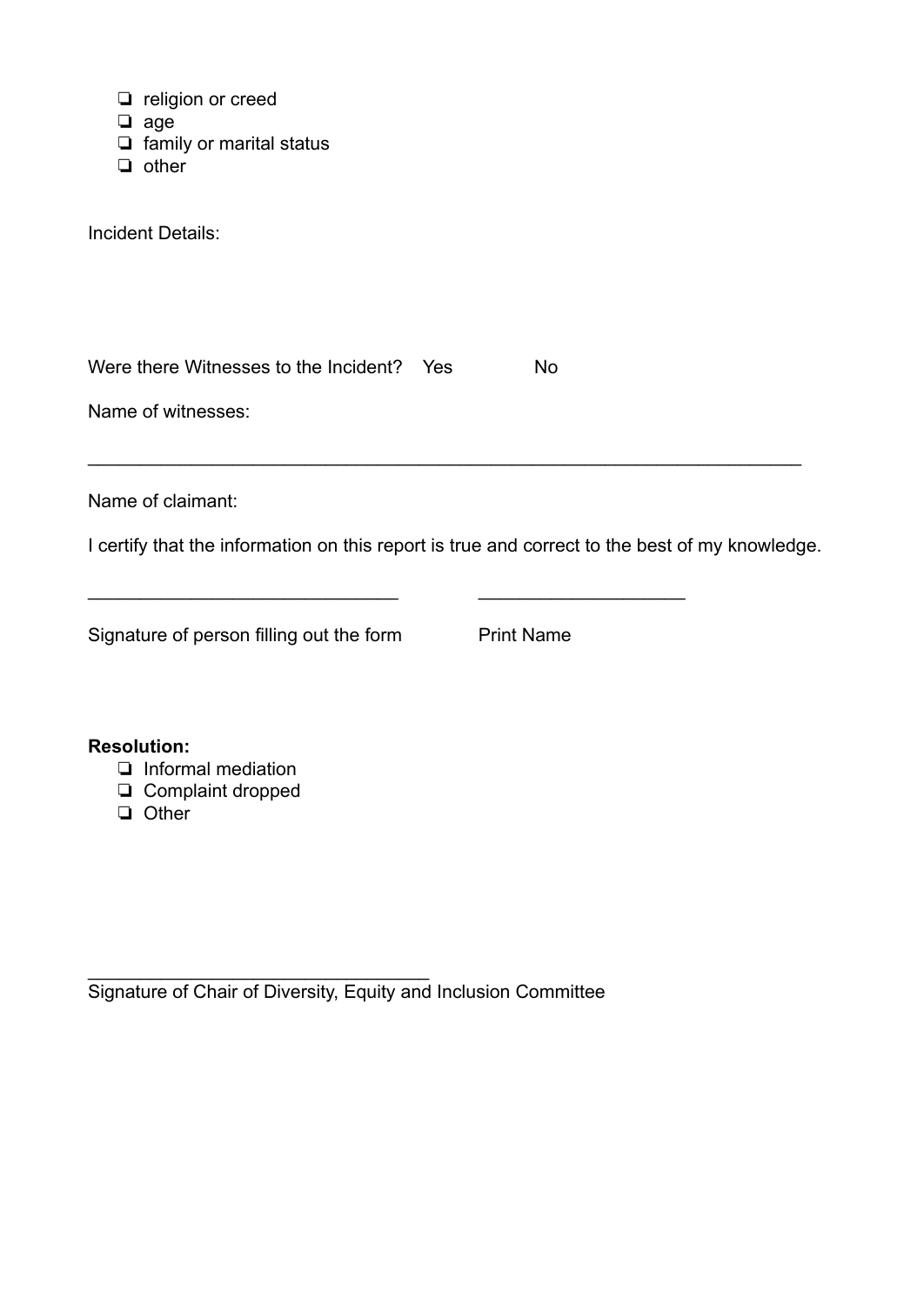- ❏ religion or creed
- ❏ age
- ❏ family or marital status
- ❏ other

Incident Details:

Were there Witnesses to the Incident? Yes No

Name of witnesses:

\_\_\_\_\_\_\_\_\_\_\_\_\_\_\_\_\_\_\_\_\_\_\_\_\_\_\_\_\_\_\_\_\_\_\_\_\_\_\_\_\_\_\_\_\_\_\_\_\_\_\_\_\_\_\_\_\_\_\_\_\_\_\_\_\_\_\_\_\_\_

Name of claimant:

I certify that the information on this report is true and correct to the best of my knowledge.

\_\_\_\_\_\_\_\_\_\_\_\_\_\_\_\_\_\_\_\_\_\_\_\_\_\_\_\_\_\_ \_\_\_\_\_\_\_\_\_\_\_\_\_\_\_\_\_\_\_\_

Signature of person filling out the form Print Name

**Resolution:**

- ❏ Informal mediation
- ❏ Complaint dropped
- ❏ Other

\_\_\_\_\_\_\_\_\_\_\_\_\_\_\_\_\_\_\_\_\_\_\_\_\_\_\_\_\_\_\_\_\_\_\_
Signature of Chair of Diversity, Equity and Inclusion Committee